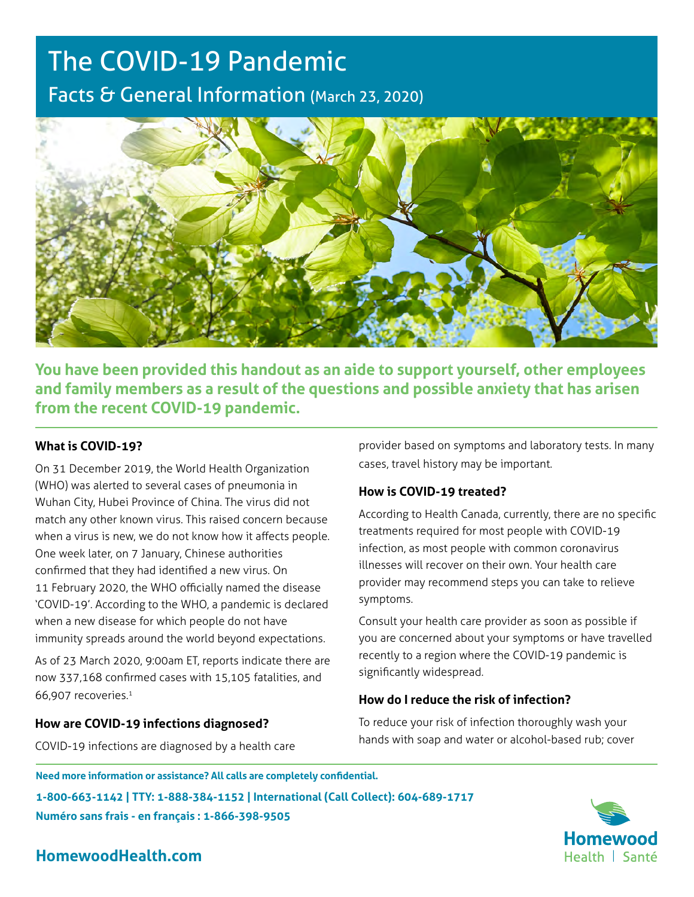# The COVID-19 Pandemic

## Facts & General Information (March 23, 2020)

**You have been provided this handout as an aide to support yourself, other employees and family members as a result of the questions and possible anxiety that has arisen from the recent COVID-19 pandemic.**

### What is COVID-19?

On 31 December 2019, the World Health Organization (WHO) was alerted to several cases of pneumonia in Wuhan City, Hubei Province of China. The virus did not match any other known virus. This raised concern because when a virus is new, we do not know how it affects people. One week later, on 7 January, Chinese authorities confirmed that they had identified a new virus. On 11 February 2020, the WHO officially named the disease 'COVID-19'. According to the WHO, a pandemic is declared when a new disease for which people do not have immunity spreads around the world beyond expectations.

As of 23 March 2020, 9:00am ET, reports indicate there are now 337,168 confirmed cases with 15,105 fatalities, and 66,907 recoveries.[1]

### How are COVID-19 infections diagnosed?

COVID-19 infections are diagnosed by a health care provider based on symptoms and laboratory tests. In many cases, travel history may be important.

### How is COVID-19 treated?

According to Health Canada, currently, there are no specific treatments required for most people with COVID-19 infection, as most people with common coronavirus illnesses will recover on their own. Your health care provider may recommend steps you can take to relieve symptoms.

Consult your health care provider as soon as possible if you are concerned about your symptoms or have travelled recently to a region where the COVID-19 pandemic is significantly widespread.

### How do I reduce the risk of infection?

To reduce your risk of infection thoroughly wash your hands with soap and water or alcohol-based rub; cover

**Need more information or assistance? All calls are completely confidential.**

**1-800-663-1142 | TTY: 1-888-384-1152 | International (Call Collect): 604-689-1717**

**Numéro sans frais - en français : 1-866-398-9505**

**HomewoodHealth.com**

Homewood Health | Santé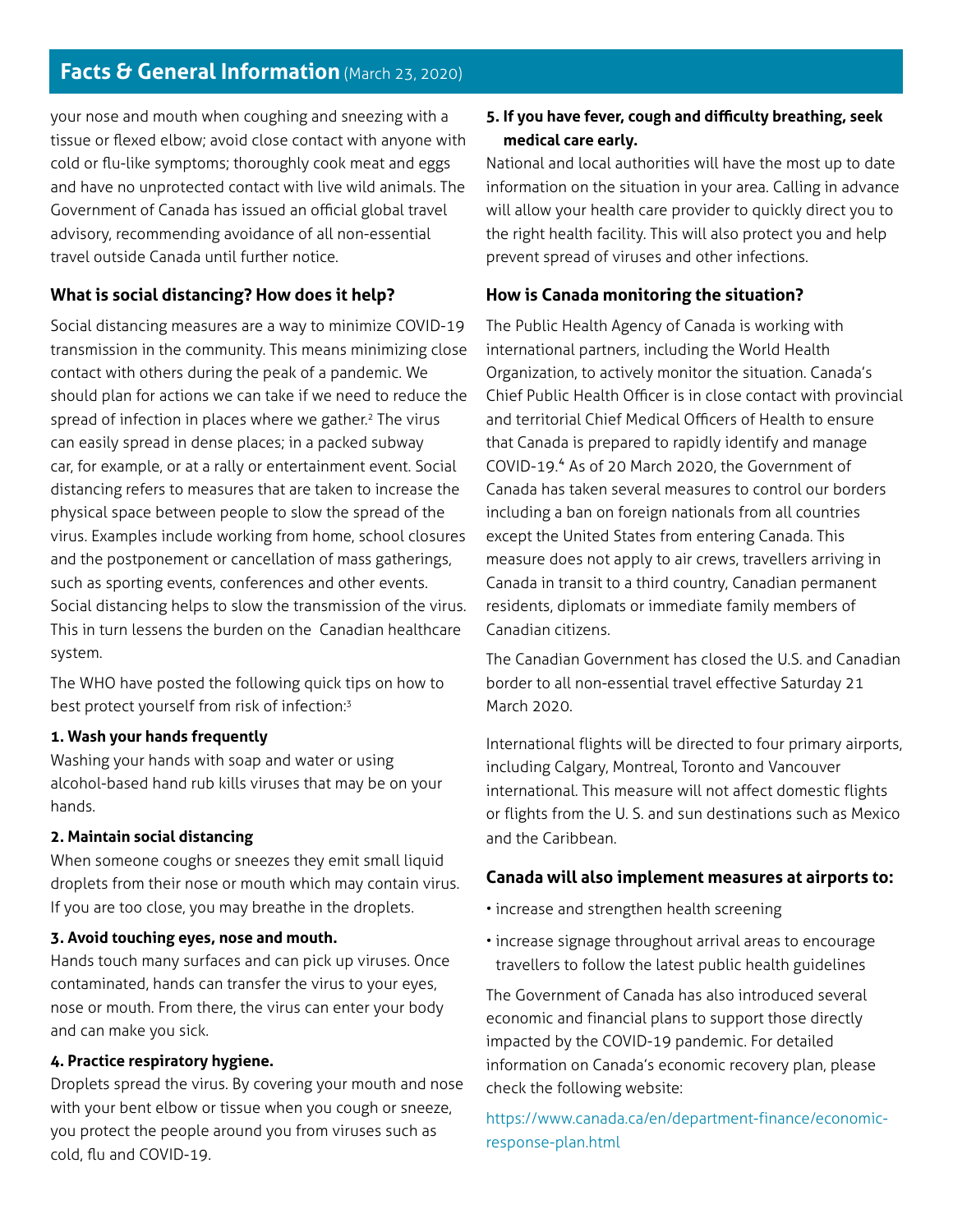your nose and mouth when coughing and sneezing with a tissue or flexed elbow; avoid close contact with anyone with cold or flu-like symptoms; thoroughly cook meat and eggs and have no unprotected contact with live wild animals. The Government of Canada has issued an official global travel advisory, recommending avoidance of all non-essential travel outside Canada until further notice.

### What is social distancing? How does it help?

Social distancing measures are a way to minimize COVID-19 transmission in the community. This means minimizing close contact with others during the peak of a pandemic. We should plan for actions we can take if we need to reduce the spread of infection in places where we gather.[2] The virus can easily spread in dense places; in a packed subway car, for example, or at a rally or entertainment event. Social distancing refers to measures that are taken to increase the physical space between people to slow the spread of the virus. Examples include working from home, school closures and the postponement or cancellation of mass gatherings, such as sporting events, conferences and other events. Social distancing helps to slow the transmission of the virus. This in turn lessens the burden on the Canadian healthcare system.

The WHO have posted the following quick tips on how to best protect yourself from risk of infection:[3]

**1. Wash your hands frequently**
Washing your hands with soap and water or using alcohol-based hand rub kills viruses that may be on your hands.

**2. Maintain social distancing**
When someone coughs or sneezes they emit small liquid droplets from their nose or mouth which may contain virus. If you are too close, you may breathe in the droplets.

**3. Avoid touching eyes, nose and mouth.**
Hands touch many surfaces and can pick up viruses. Once contaminated, hands can transfer the virus to your eyes, nose or mouth. From there, the virus can enter your body and can make you sick.

**4. Practice respiratory hygiene.**
Droplets spread the virus. By covering your mouth and nose with your bent elbow or tissue when you cough or sneeze, you protect the people around you from viruses such as cold, flu and COVID-19.

**5. If you have fever, cough and difficulty breathing, seek medical care early.**
National and local authorities will have the most up to date information on the situation in your area. Calling in advance will allow your health care provider to quickly direct you to the right health facility. This will also protect you and help prevent spread of viruses and other infections.

### How is Canada monitoring the situation?

The Public Health Agency of Canada is working with international partners, including the World Health Organization, to actively monitor the situation. Canada's Chief Public Health Officer is in close contact with provincial and territorial Chief Medical Officers of Health to ensure that Canada is prepared to rapidly identify and manage COVID-19.[4] As of 20 March 2020, the Government of Canada has taken several measures to control our borders including a ban on foreign nationals from all countries except the United States from entering Canada. This measure does not apply to air crews, travellers arriving in Canada in transit to a third country, Canadian permanent residents, diplomats or immediate family members of Canadian citizens.

The Canadian Government has closed the U.S. and Canadian border to all non-essential travel effective Saturday 21 March 2020.

International flights will be directed to four primary airports, including Calgary, Montreal, Toronto and Vancouver international. This measure will not affect domestic flights or flights from the U. S. and sun destinations such as Mexico and the Caribbean.

### Canada will also implement measures at airports to:

- increase and strengthen health screening
- increase signage throughout arrival areas to encourage travellers to follow the latest public health guidelines

The Government of Canada has also introduced several economic and financial plans to support those directly impacted by the COVID-19 pandemic. For detailed information on Canada's economic recovery plan, please check the following website:

https://www.canada.ca/en/department-finance/economic-response-plan.html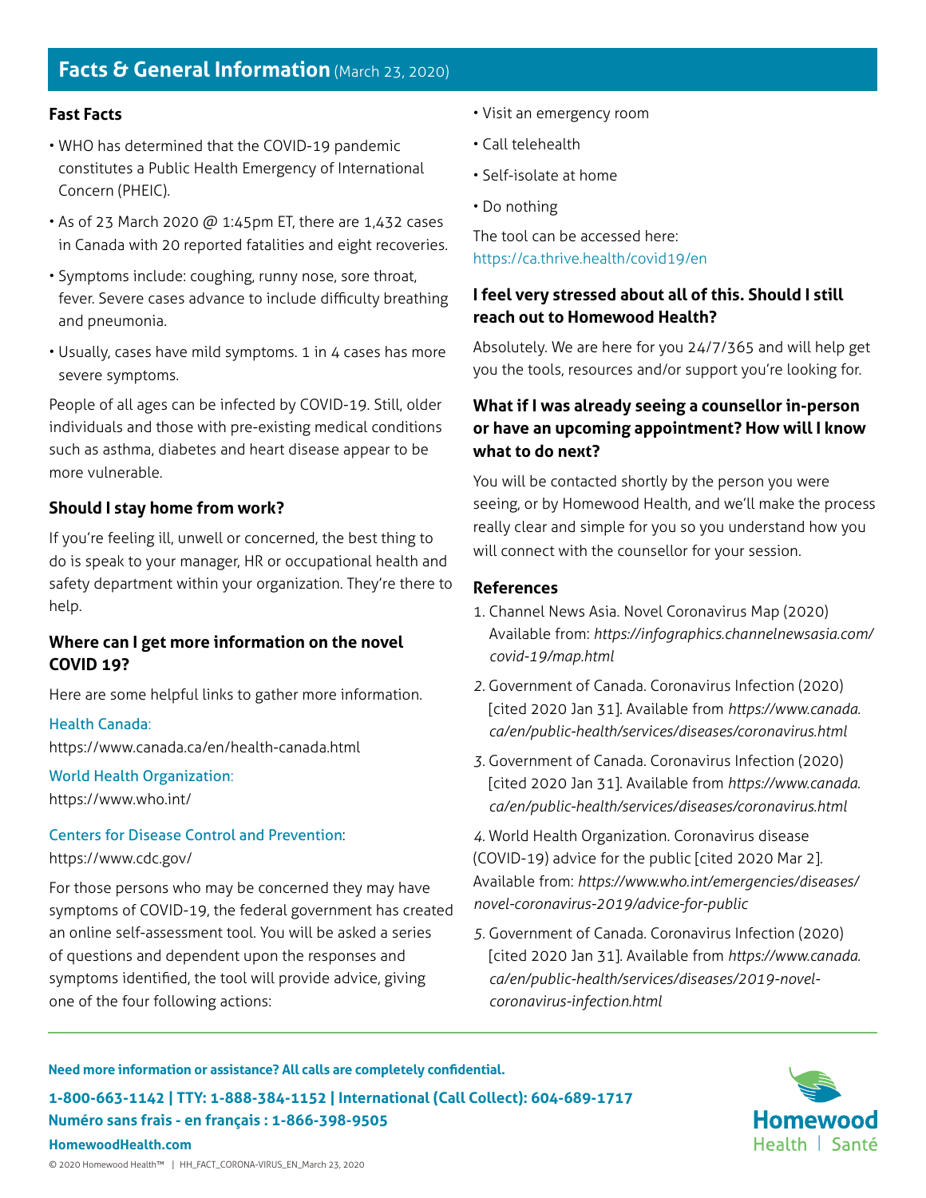## Facts & General Information (March 23, 2020)

### Fast Facts

- WHO has determined that the COVID-19 pandemic constitutes a Public Health Emergency of International Concern (PHEIC).
- As of 23 March 2020 @ 1:45pm ET, there are 1,432 cases in Canada with 20 reported fatalities and eight recoveries.
- Symptoms include: coughing, runny nose, sore throat, fever. Severe cases advance to include difficulty breathing and pneumonia.
- Usually, cases have mild symptoms. 1 in 4 cases has more severe symptoms.

People of all ages can be infected by COVID-19. Still, older individuals and those with pre-existing medical conditions such as asthma, diabetes and heart disease appear to be more vulnerable.

### Should I stay home from work?

If you're feeling ill, unwell or concerned, the best thing to do is speak to your manager, HR or occupational health and safety department within your organization. They're there to help.

### Where can I get more information on the novel COVID 19?

Here are some helpful links to gather more information.

Health Canada:
https://www.canada.ca/en/health-canada.html

World Health Organization:
https://www.who.int/

Centers for Disease Control and Prevention:
https://www.cdc.gov/

For those persons who may be concerned they may have symptoms of COVID-19, the federal government has created an online self-assessment tool. You will be asked a series of questions and dependent upon the responses and symptoms identified, the tool will provide advice, giving one of the four following actions:

- Visit an emergency room
- Call telehealth
- Self-isolate at home
- Do nothing

The tool can be accessed here:
https://ca.thrive.health/covid19/en

### I feel very stressed about all of this. Should I still reach out to Homewood Health?

Absolutely. We are here for you 24/7/365 and will help get you the tools, resources and/or support you're looking for.

### What if I was already seeing a counsellor in-person or have an upcoming appointment? How will I know what to do next?

You will be contacted shortly by the person you were seeing, or by Homewood Health, and we'll make the process really clear and simple for you so you understand how you will connect with the counsellor for your session.

### References

1. Channel News Asia. Novel Coronavirus Map (2020) Available from: *https://infographics.channelnewsasia.com/covid-19/map.html*
2. Government of Canada. Coronavirus Infection (2020) [cited 2020 Jan 31]. Available from *https://www.canada.ca/en/public-health/services/diseases/coronavirus.html*
3. Government of Canada. Coronavirus Infection (2020) [cited 2020 Jan 31]. Available from *https://www.canada.ca/en/public-health/services/diseases/coronavirus.html*
4. World Health Organization. Coronavirus disease (COVID-19) advice for the public [cited 2020 Mar 2]. Available from: *https://www.who.int/emergencies/diseases/novel-coronavirus-2019/advice-for-public*
5. Government of Canada. Coronavirus Infection (2020) [cited 2020 Jan 31]. Available from *https://www.canada.ca/en/public-health/services/diseases/2019-novel-coronavirus-infection.html*

---

**Need more information or assistance? All calls are completely confidential.**

**1-800-663-1142 | TTY: 1-888-384-1152 | International (Call Collect): 604-689-1717**
**Numéro sans frais - en français : 1-866-398-9505**

**HomewoodHealth.com**

Homewood Health | Santé

© 2020 Homewood Health™ | HH_FACT_CORONA-VIRUS_EN_March 23, 2020